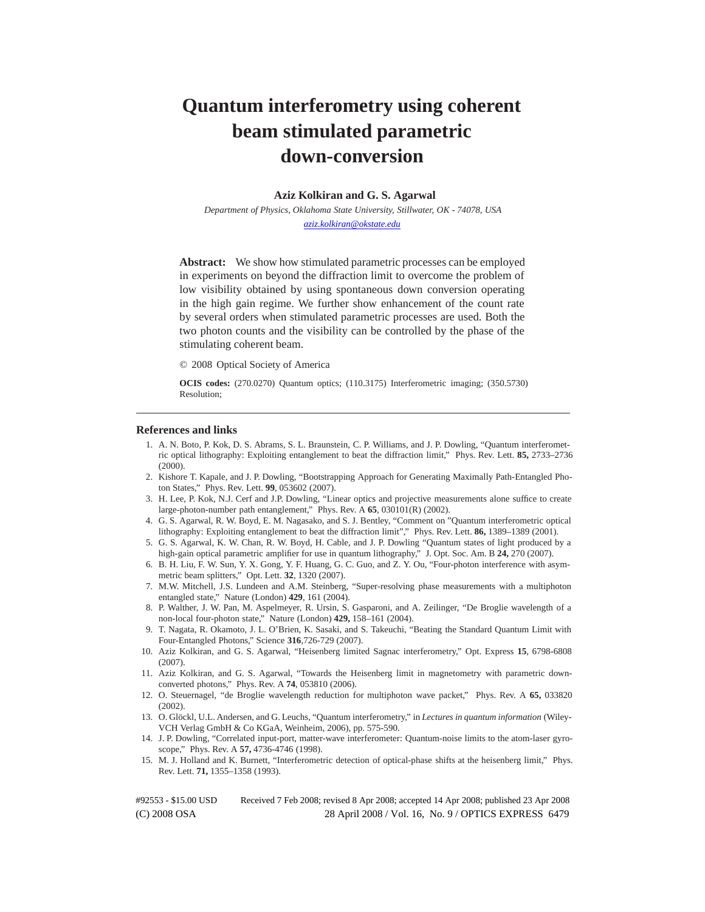# Quantum interferometry using coherent beam stimulated parametric down-conversion

**Aziz Kolkiran and G. S. Agarwal**

*Department of Physics, Oklahoma State University, Stillwater, OK - 74078, USA*

*aziz.kolkiran@okstate.edu*

**Abstract:** We show how stimulated parametric processes can be employed in experiments on beyond the diffraction limit to overcome the problem of low visibility obtained by using spontaneous down conversion operating in the high gain regime. We further show enhancement of the count rate by several orders when stimulated parametric processes are used. Both the two photon counts and the visibility can be controlled by the phase of the stimulating coherent beam.

© 2008 Optical Society of America

**OCIS codes:** (270.0270) Quantum optics; (110.3175) Interferometric imaging; (350.5730) Resolution;

---

## References and links

1. A. N. Boto, P. Kok, D. S. Abrams, S. L. Braunstein, C. P. Williams, and J. P. Dowling, "Quantum interferometric optical lithography: Exploiting entanglement to beat the diffraction limit," Phys. Rev. Lett. **85,** 2733–2736 (2000).
2. Kishore T. Kapale, and J. P. Dowling, "Bootstrapping Approach for Generating Maximally Path-Entangled Photon States," Phys. Rev. Lett. **99**, 053602 (2007).
3. H. Lee, P. Kok, N.J. Cerf and J.P. Dowling, "Linear optics and projective measurements alone suffice to create large-photon-number path entanglement," Phys. Rev. A **65**, 030101(R) (2002).
4. G. S. Agarwal, R. W. Boyd, E. M. Nagasako, and S. J. Bentley, "Comment on "Quantum interferometric optical lithography: Exploiting entanglement to beat the diffraction limit"," Phys. Rev. Lett. **86,** 1389–1389 (2001).
5. G. S. Agarwal, K. W. Chan, R. W. Boyd, H. Cable, and J. P. Dowling "Quantum states of light produced by a high-gain optical parametric amplifier for use in quantum lithography," J. Opt. Soc. Am. B **24,** 270 (2007).
6. B. H. Liu, F. W. Sun, Y. X. Gong, Y. F. Huang, G. C. Guo, and Z. Y. Ou, "Four-photon interference with asymmetric beam splitters," Opt. Lett. **32**, 1320 (2007).
7. M.W. Mitchell, J.S. Lundeen and A.M. Steinberg, "Super-resolving phase measurements with a multiphoton entangled state," Nature (London) **429**, 161 (2004).
8. P. Walther, J. W. Pan, M. Aspelmeyer, R. Ursin, S. Gasparoni, and A. Zeilinger, "De Broglie wavelength of a non-local four-photon state," Nature (London) **429,** 158–161 (2004).
9. T. Nagata, R. Okamoto, J. L. O'Brien, K. Sasaki, and S. Takeuchi, "Beating the Standard Quantum Limit with Four-Entangled Photons," Science **316**,726-729 (2007).
10. Aziz Kolkiran, and G. S. Agarwal, "Heisenberg limited Sagnac interferometry," Opt. Express **15**, 6798-6808 (2007).
11. Aziz Kolkiran, and G. S. Agarwal, "Towards the Heisenberg limit in magnetometry with parametric down-converted photons," Phys. Rev. A **74**, 053810 (2006).
12. O. Steuernagel, "de Broglie wavelength reduction for multiphoton wave packet," Phys. Rev. A **65,** 033820 (2002).
13. O. Glöckl, U.L. Andersen, and G. Leuchs, "Quantum interferometry," in *Lectures in quantum information* (Wiley-VCH Verlag GmbH & Co KGaA, Weinheim, 2006), pp. 575-590.
14. J. P. Dowling, "Correlated input-port, matter-wave interferometer: Quantum-noise limits to the atom-laser gyroscope," Phys. Rev. A **57,** 4736-4746 (1998).
15. M. J. Holland and K. Burnett, "Interferometric detection of optical-phase shifts at the heisenberg limit," Phys. Rev. Lett. **71,** 1355–1358 (1993).

#92553 - $15.00 USD Received 7 Feb 2008; revised 8 Apr 2008; accepted 14 Apr 2008; published 23 Apr 2008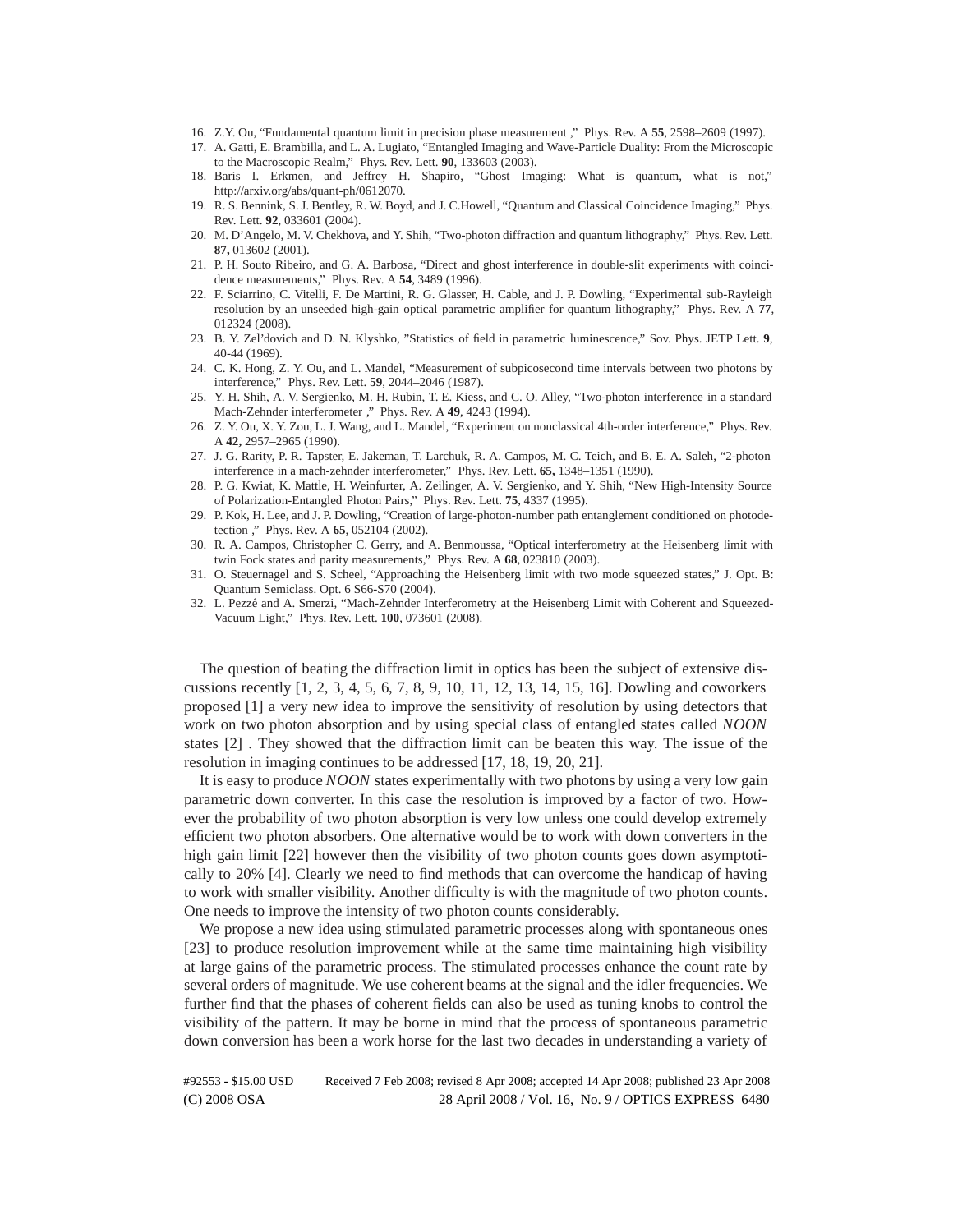16. Z.Y. Ou, “Fundamental quantum limit in precision phase measurement ,” Phys. Rev. A **55**, 2598–2609 (1997).
17. A. Gatti, E. Brambilla, and L. A. Lugiato, “Entangled Imaging and Wave-Particle Duality: From the Microscopic to the Macroscopic Realm,” Phys. Rev. Lett. **90**, 133603 (2003).
18. Baris I. Erkmen, and Jeffrey H. Shapiro, “Ghost Imaging: What is quantum, what is not,” http://arxiv.org/abs/quant-ph/0612070.
19. R. S. Bennink, S. J. Bentley, R. W. Boyd, and J. C.Howell, “Quantum and Classical Coincidence Imaging,” Phys. Rev. Lett. **92**, 033601 (2004).
20. M. D’Angelo, M. V. Chekhova, and Y. Shih, “Two-photon diffraction and quantum lithography,” Phys. Rev. Lett. **87,** 013602 (2001).
21. P. H. Souto Ribeiro, and G. A. Barbosa, “Direct and ghost interference in double-slit experiments with coincidence measurements,” Phys. Rev. A **54**, 3489 (1996).
22. F. Sciarrino, C. Vitelli, F. De Martini, R. G. Glasser, H. Cable, and J. P. Dowling, “Experimental sub-Rayleigh resolution by an unseeded high-gain optical parametric amplifier for quantum lithography,” Phys. Rev. A **77**, 012324 (2008).
23. B. Y. Zel’dovich and D. N. Klyshko, ”Statistics of field in parametric luminescence,” Sov. Phys. JETP Lett. **9**, 40-44 (1969).
24. C. K. Hong, Z. Y. Ou, and L. Mandel, “Measurement of subpicosecond time intervals between two photons by interference,” Phys. Rev. Lett. **59**, 2044–2046 (1987).
25. Y. H. Shih, A. V. Sergienko, M. H. Rubin, T. E. Kiess, and C. O. Alley, “Two-photon interference in a standard Mach-Zehnder interferometer ,” Phys. Rev. A **49**, 4243 (1994).
26. Z. Y. Ou, X. Y. Zou, L. J. Wang, and L. Mandel, “Experiment on nonclassical 4th-order interference,” Phys. Rev. A **42,** 2957–2965 (1990).
27. J. G. Rarity, P. R. Tapster, E. Jakeman, T. Larchuk, R. A. Campos, M. C. Teich, and B. E. A. Saleh, “2-photon interference in a mach-zehnder interferometer,” Phys. Rev. Lett. **65,** 1348–1351 (1990).
28. P. G. Kwiat, K. Mattle, H. Weinfurter, A. Zeilinger, A. V. Sergienko, and Y. Shih, “New High-Intensity Source of Polarization-Entangled Photon Pairs,” Phys. Rev. Lett. **75**, 4337 (1995).
29. P. Kok, H. Lee, and J. P. Dowling, “Creation of large-photon-number path entanglement conditioned on photodetection ,” Phys. Rev. A **65**, 052104 (2002).
30. R. A. Campos, Christopher C. Gerry, and A. Benmoussa, “Optical interferometry at the Heisenberg limit with twin Fock states and parity measurements,” Phys. Rev. A **68**, 023810 (2003).
31. O. Steuernagel and S. Scheel, “Approaching the Heisenberg limit with two mode squeezed states,” J. Opt. B: Quantum Semiclass. Opt. 6 S66-S70 (2004).
32. L. Pezzé and A. Smerzi, “Mach-Zehnder Interferometry at the Heisenberg Limit with Coherent and Squeezed-Vacuum Light,” Phys. Rev. Lett. **100**, 073601 (2008).

---

The question of beating the diffraction limit in optics has been the subject of extensive discussions recently [1, 2, 3, 4, 5, 6, 7, 8, 9, 10, 11, 12, 13, 14, 15, 16]. Dowling and coworkers proposed [1] a very new idea to improve the sensitivity of resolution by using detectors that work on two photon absorption and by using special class of entangled states called *NOON* states [2] . They showed that the diffraction limit can be beaten this way. The issue of the resolution in imaging continues to be addressed [17, 18, 19, 20, 21].

It is easy to produce *NOON* states experimentally with two photons by using a very low gain parametric down converter. In this case the resolution is improved by a factor of two. However the probability of two photon absorption is very low unless one could develop extremely efficient two photon absorbers. One alternative would be to work with down converters in the high gain limit [22] however then the visibility of two photon counts goes down asymptotically to 20% [4]. Clearly we need to find methods that can overcome the handicap of having to work with smaller visibility. Another difficulty is with the magnitude of two photon counts. One needs to improve the intensity of two photon counts considerably.

We propose a new idea using stimulated parametric processes along with spontaneous ones [23] to produce resolution improvement while at the same time maintaining high visibility at large gains of the parametric process. The stimulated processes enhance the count rate by several orders of magnitude. We use coherent beams at the signal and the idler frequencies. We further find that the phases of coherent fields can also be used as tuning knobs to control the visibility of the pattern. It may be borne in mind that the process of spontaneous parametric down conversion has been a work horse for the last two decades in understanding a variety of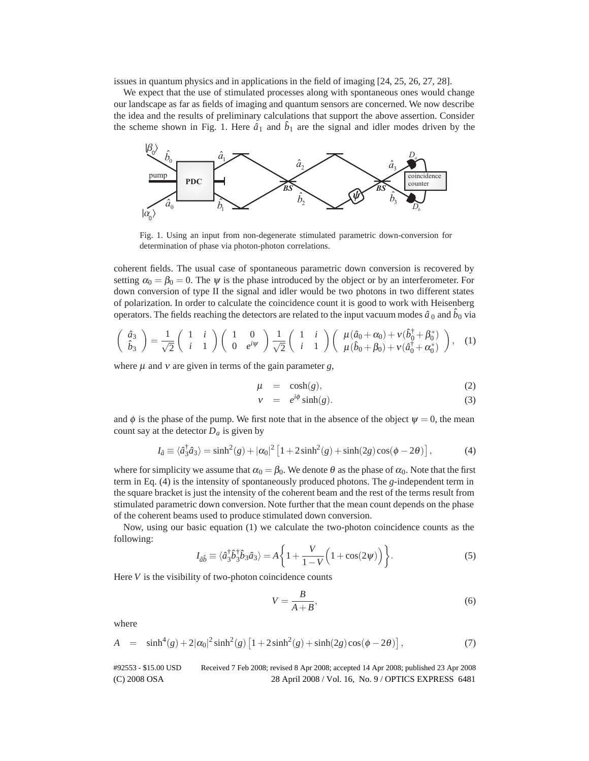issues in quantum physics and in applications in the field of imaging [24, 25, 26, 27, 28].

We expect that the use of stimulated processes along with spontaneous ones would change our landscape as far as fields of imaging and quantum sensors are concerned. We now describe the idea and the results of preliminary calculations that support the above assertion. Consider the scheme shown in Fig. 1. Here $\hat{a}_1$ and $\hat{b}_1$ are the signal and idler modes driven by the

Fig. 1. Using an input from non-degenerate stimulated parametric down-conversion for determination of phase via photon-photon correlations.

coherent fields. The usual case of spontaneous parametric down conversion is recovered by setting $\alpha_0 = \beta_0 = 0$. The $\psi$ is the phase introduced by the object or by an interferometer. For down conversion of type II the signal and idler would be two photons in two different states of polarization. In order to calculate the coincidence count it is good to work with Heisenberg operators. The fields reaching the detectors are related to the input vacuum modes $\hat{a}_0$ and $\hat{b}_0$ via

$$\begin{pmatrix} \hat{a}_3 \\ \hat{b}_3 \end{pmatrix} = \frac{1}{\sqrt{2}} \begin{pmatrix} 1 & i \\ i & 1 \end{pmatrix} \begin{pmatrix} 1 & 0 \\ 0 & e^{i\psi} \end{pmatrix} \frac{1}{\sqrt{2}} \begin{pmatrix} 1 & i \\ i & 1 \end{pmatrix} \begin{pmatrix} \mu(\hat{a}_0 + \alpha_0) + \nu(\hat{b}_0^\dagger + \beta_0^*) \\ \mu(\hat{b}_0 + \beta_0) + \nu(\hat{a}_0^\dagger + \alpha_0^*) \end{pmatrix}, \quad (1)$$

where $\mu$ and $\nu$ are given in terms of the gain parameter $g$,

$$\mu = \cosh(g), \quad (2)$$

$$\nu = e^{i\phi}\sinh(g). \quad (3)$$

and $\phi$ is the phase of the pump. We first note that in the absence of the object $\psi = 0$, the mean count say at the detector $D_a$ is given by

$$I_{\hat{a}} \equiv \langle \hat{a}_3^\dagger \hat{a}_3 \rangle = \sinh^2(g) + |\alpha_0|^2 \left[1 + 2\sinh^2(g) + \sinh(2g)\cos(\phi - 2\theta)\right], \quad (4)$$

where for simplicity we assume that $\alpha_0 = \beta_0$. We denote $\theta$ as the phase of $\alpha_0$. Note that the first term in Eq. (4) is the intensity of spontaneously produced photons. The $g$-independent term in the square bracket is just the intensity of the coherent beam and the rest of the terms result from stimulated parametric down conversion. Note further that the mean count depends on the phase of the coherent beams used to produce stimulated down conversion.

Now, using our basic equation (1) we calculate the two-photon coincidence counts as the following:

$$I_{\hat{a}\hat{b}} \equiv \langle \hat{a}_3^\dagger \hat{b}_3^\dagger \hat{b}_3 \hat{a}_3 \rangle = A\left\{1 + \frac{V}{1-V}\Big(1 + \cos(2\psi)\Big)\right\}. \quad (5)$$

Here $V$ is the visibility of two-photon coincidence counts

$$V = \frac{B}{A+B}, \quad (6)$$

where

$$A = \sinh^4(g) + 2|\alpha_0|^2 \sinh^2(g)\left[1 + 2\sinh^2(g) + \sinh(2g)\cos(\phi - 2\theta)\right], \quad (7)$$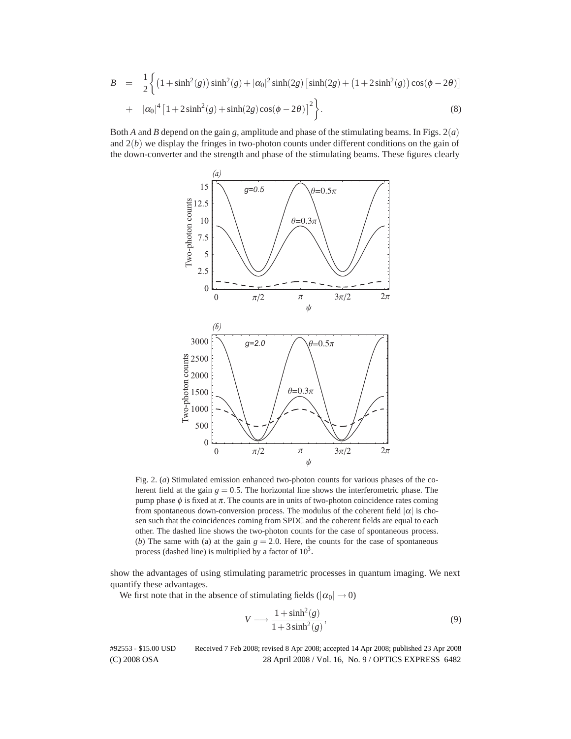$$
\begin{aligned}
B &= \frac{1}{2}\Big\{\left(1+\sinh^2(g)\right)\sinh^2(g) + |\alpha_0|^2\sinh(2g)\left[\sinh(2g)+\left(1+2\sinh^2(g)\right)\cos(\phi-2\theta)\right] \\
&+ |\alpha_0|^4\left[1+2\sinh^2(g)+\sinh(2g)\cos(\phi-2\theta)\right]^2\Big\}.
\end{aligned} \tag{8}
$$

Both $A$ and $B$ depend on the gain $g$, amplitude and phase of the stimulating beams. In Figs. 2$(a)$ and 2$(b)$ we display the fringes in two-photon counts under different conditions on the gain of the down-converter and the strength and phase of the stimulating beams. These figures clearly show the advantages of using stimulating parametric processes in quantum imaging. We next quantify these advantages.

Fig. 2. ($a$) Stimulated emission enhanced two-photon counts for various phases of the coherent field at the gain $g = 0.5$. The horizontal line shows the interferometric phase. The pump phase $\phi$ is fixed at $\pi$. The counts are in units of two-photon coincidence rates coming from spontaneous down-conversion process. The modulus of the coherent field $|\alpha|$ is chosen such that the coincidences coming from SPDC and the coherent fields are equal to each other. The dashed line shows the two-photon counts for the case of spontaneous process. ($b$) The same with (a) at the gain $g = 2.0$. Here, the counts for the case of spontaneous process (dashed line) is multiplied by a factor of $10^3$.

We first note that in the absence of stimulating fields ($|\alpha_0| \to 0$)

$$
V \longrightarrow \frac{1+\sinh^2(g)}{1+3\sinh^2(g)}, \tag{9}
$$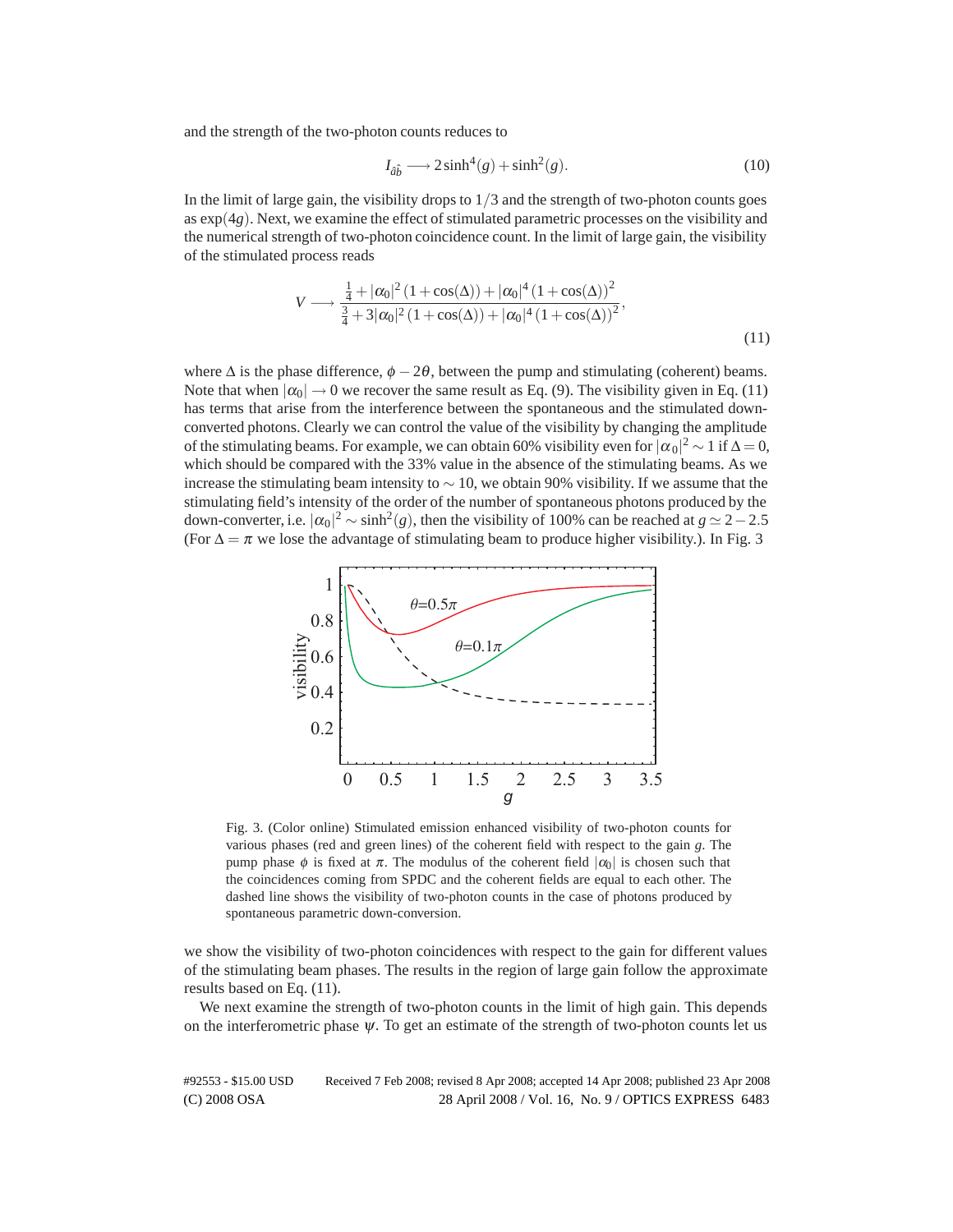and the strength of the two-photon counts reduces to

$$I_{\hat{a}\hat{b}} \longrightarrow 2\sinh^4(g) + \sinh^2(g). \tag{10}$$

In the limit of large gain, the visibility drops to $1/3$ and the strength of two-photon counts goes as $\exp(4g)$. Next, we examine the effect of stimulated parametric processes on the visibility and the numerical strength of two-photon coincidence count. In the limit of large gain, the visibility of the stimulated process reads

$$V \longrightarrow \frac{\frac{1}{4} + |\alpha_0|^2(1+\cos(\Delta)) + |\alpha_0|^4(1+\cos(\Delta))^2}{\frac{3}{4} + 3|\alpha_0|^2(1+\cos(\Delta)) + |\alpha_0|^4(1+\cos(\Delta))^2}, \tag{11}$$

where $\Delta$ is the phase difference, $\phi - 2\theta$, between the pump and stimulating (coherent) beams. Note that when $|\alpha_0| \to 0$ we recover the same result as Eq. (9). The visibility given in Eq. (11) has terms that arise from the interference between the spontaneous and the stimulated down-converted photons. Clearly we can control the value of the visibility by changing the amplitude of the stimulating beams. For example, we can obtain 60% visibility even for $|\alpha_0|^2 \sim 1$ if $\Delta = 0$, which should be compared with the 33% value in the absence of the stimulating beams. As we increase the stimulating beam intensity to $\sim 10$, we obtain 90% visibility. If we assume that the stimulating field's intensity of the order of the number of spontaneous photons produced by the down-converter, i.e. $|\alpha_0|^2 \sim \sinh^2(g)$, then the visibility of 100% can be reached at $g \simeq 2 - 2.5$ (For $\Delta = \pi$ we lose the advantage of stimulating beam to produce higher visibility.). In Fig. 3

Fig. 3. (Color online) Stimulated emission enhanced visibility of two-photon counts for various phases (red and green lines) of the coherent field with respect to the gain $g$. The pump phase $\phi$ is fixed at $\pi$. The modulus of the coherent field $|\alpha_0|$ is chosen such that the coincidences coming from SPDC and the coherent fields are equal to each other. The dashed line shows the visibility of two-photon counts in the case of photons produced by spontaneous parametric down-conversion.

we show the visibility of two-photon coincidences with respect to the gain for different values of the stimulating beam phases. The results in the region of large gain follow the approximate results based on Eq. (11).

We next examine the strength of two-photon counts in the limit of high gain. This depends on the interferometric phase $\psi$. To get an estimate of the strength of two-photon counts let us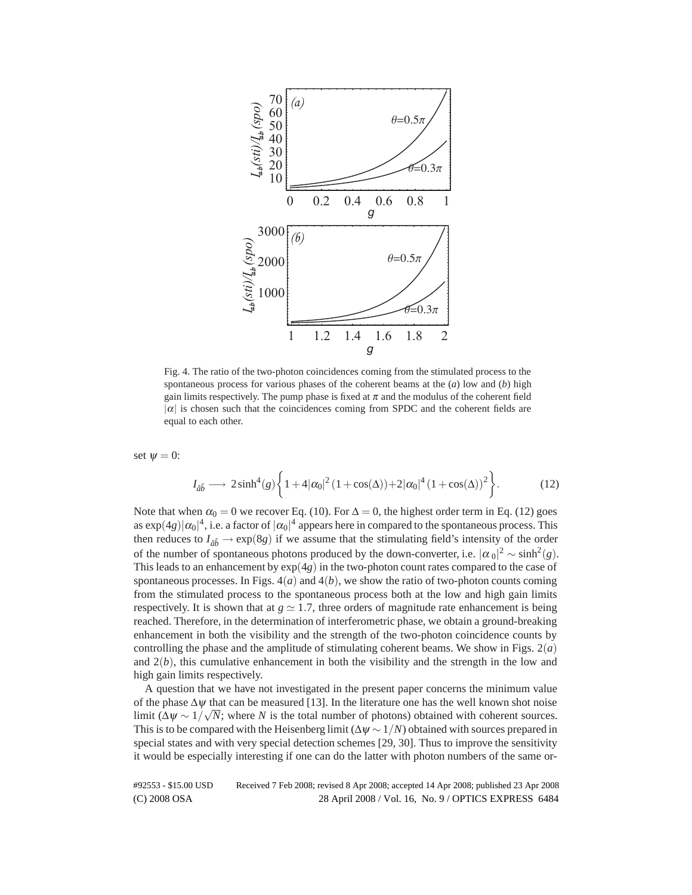Fig. 4. The ratio of the two-photon coincidences coming from the stimulated process to the spontaneous process for various phases of the coherent beams at the (*a*) low and (*b*) high gain limits respectively. The pump phase is fixed at $\pi$ and the modulus of the coherent field $|\alpha|$ is chosen such that the coincidences coming from SPDC and the coherent fields are equal to each other.

set $\psi = 0$:

$$I_{\hat{a}\hat{b}} \longrightarrow 2\sinh^4(g)\left\{1+4|\alpha_0|^2(1+\cos(\Delta))+2|\alpha_0|^4(1+\cos(\Delta))^2\right\}. \tag{12}$$

Note that when $\alpha_0 = 0$ we recover Eq. (10). For $\Delta = 0$, the highest order term in Eq. (12) goes as $\exp(4g)|\alpha_0|^4$, i.e. a factor of $|\alpha_0|^4$ appears here in compared to the spontaneous process. This then reduces to $I_{\hat{a}\hat{b}} \to \exp(8g)$ if we assume that the stimulating field's intensity of the order of the number of spontaneous photons produced by the down-converter, i.e. $|\alpha_0|^2 \sim \sinh^2(g)$. This leads to an enhancement by $\exp(4g)$ in the two-photon count rates compared to the case of spontaneous processes. In Figs. 4$(a)$ and 4$(b)$, we show the ratio of two-photon counts coming from the stimulated process to the spontaneous process both at the low and high gain limits respectively. It is shown that at $g \simeq 1.7$, three orders of magnitude rate enhancement is being reached. Therefore, in the determination of interferometric phase, we obtain a ground-breaking enhancement in both the visibility and the strength of the two-photon coincidence counts by controlling the phase and the amplitude of stimulating coherent beams. We show in Figs. 2$(a)$ and 2$(b)$, this cumulative enhancement in both the visibility and the strength in the low and high gain limits respectively.

A question that we have not investigated in the present paper concerns the minimum value of the phase $\Delta\psi$ that can be measured [13]. In the literature one has the well known shot noise limit ($\Delta\psi \sim 1/\sqrt{N}$; where $N$ is the total number of photons) obtained with coherent sources. This is to be compared with the Heisenberg limit ($\Delta\psi \sim 1/N$) obtained with sources prepared in special states and with very special detection schemes [29, 30]. Thus to improve the sensitivity it would be especially interesting if one can do the latter with photon numbers of the same or-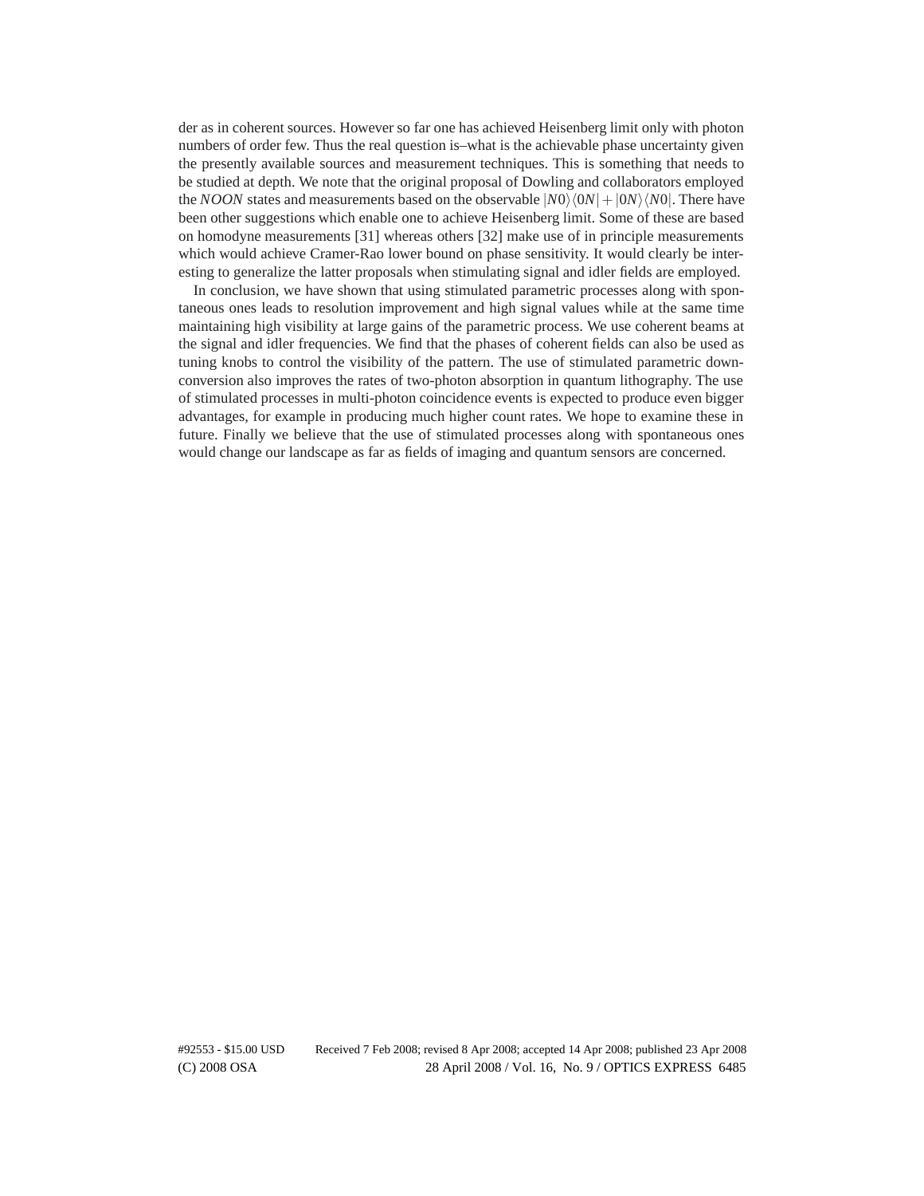der as in coherent sources. However so far one has achieved Heisenberg limit only with photon numbers of order few. Thus the real question is–what is the achievable phase uncertainty given the presently available sources and measurement techniques. This is something that needs to be studied at depth. We note that the original proposal of Dowling and collaborators employed the *NOON* states and measurements based on the observable $|N0\rangle\langle 0N| + |0N\rangle\langle N0|$. There have been other suggestions which enable one to achieve Heisenberg limit. Some of these are based on homodyne measurements [31] whereas others [32] make use of in principle measurements which would achieve Cramer-Rao lower bound on phase sensitivity. It would clearly be interesting to generalize the latter proposals when stimulating signal and idler fields are employed.

In conclusion, we have shown that using stimulated parametric processes along with spontaneous ones leads to resolution improvement and high signal values while at the same time maintaining high visibility at large gains of the parametric process. We use coherent beams at the signal and idler frequencies. We find that the phases of coherent fields can also be used as tuning knobs to control the visibility of the pattern. The use of stimulated parametric down-conversion also improves the rates of two-photon absorption in quantum lithography. The use of stimulated processes in multi-photon coincidence events is expected to produce even bigger advantages, for example in producing much higher count rates. We hope to examine these in future. Finally we believe that the use of stimulated processes along with spontaneous ones would change our landscape as far as fields of imaging and quantum sensors are concerned.